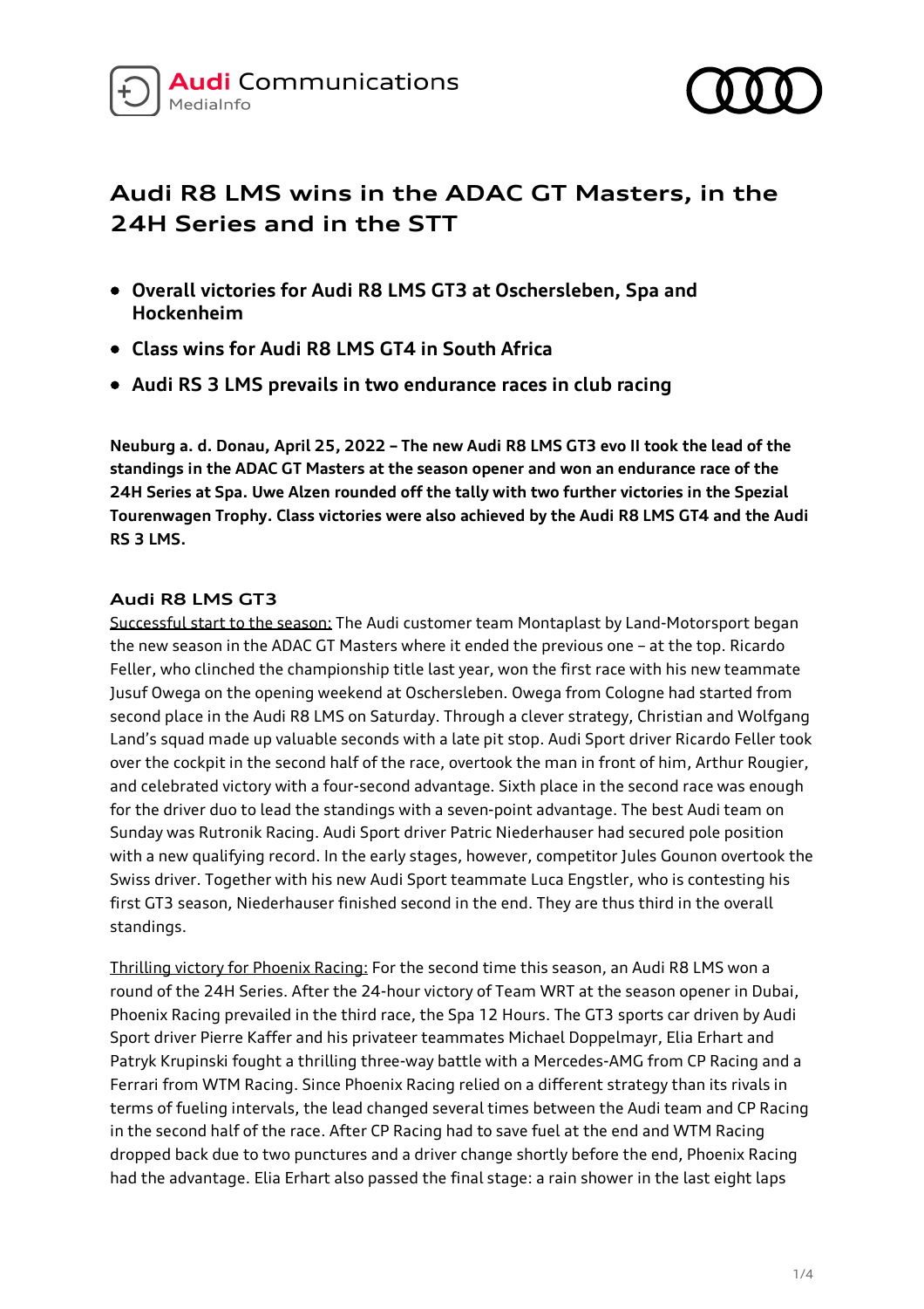# Audi R8 LMS wins in the ADAC GT Masters, in the 24H Series and in the STT

- **Overall victories for Audi R8 LMS GT3 at Oschersleben, Spa and Hockenheim**
- **Class wins for Audi R8 LMS GT4 in South Africa**
- **Audi RS 3 LMS prevails in two endurance races in club racing**

**Neuburg a. d. Donau, April 25, 2022 – The new Audi R8 LMS GT3 evo II took the lead of the standings in the ADAC GT Masters at the season opener and won an endurance race of the 24H Series at Spa. Uwe Alzen rounded off the tally with two further victories in the Spezial Tourenwagen Trophy. Class victories were also achieved by the Audi R8 LMS GT4 and the Audi RS 3 LMS.**

## Audi R8 LMS GT3

Successful start to the season: The Audi customer team Montaplast by Land-Motorsport began the new season in the ADAC GT Masters where it ended the previous one – at the top. Ricardo Feller, who clinched the championship title last year, won the first race with his new teammate Jusuf Owega on the opening weekend at Oschersleben. Owega from Cologne had started from second place in the Audi R8 LMS on Saturday. Through a clever strategy, Christian and Wolfgang Land's squad made up valuable seconds with a late pit stop. Audi Sport driver Ricardo Feller took over the cockpit in the second half of the race, overtook the man in front of him, Arthur Rougier, and celebrated victory with a four-second advantage. Sixth place in the second race was enough for the driver duo to lead the standings with a seven-point advantage. The best Audi team on Sunday was Rutronik Racing. Audi Sport driver Patric Niederhauser had secured pole position with a new qualifying record. In the early stages, however, competitor Jules Gounon overtook the Swiss driver. Together with his new Audi Sport teammate Luca Engstler, who is contesting his first GT3 season, Niederhauser finished second in the end. They are thus third in the overall standings.

Thrilling victory for Phoenix Racing: For the second time this season, an Audi R8 LMS won a round of the 24H Series. After the 24-hour victory of Team WRT at the season opener in Dubai, Phoenix Racing prevailed in the third race, the Spa 12 Hours. The GT3 sports car driven by Audi Sport driver Pierre Kaffer and his privateer teammates Michael Doppelmayr, Elia Erhart and Patryk Krupinski fought a thrilling three-way battle with a Mercedes-AMG from CP Racing and a Ferrari from WTM Racing. Since Phoenix Racing relied on a different strategy than its rivals in terms of fueling intervals, the lead changed several times between the Audi team and CP Racing in the second half of the race. After CP Racing had to save fuel at the end and WTM Racing dropped back due to two punctures and a driver change shortly before the end, Phoenix Racing had the advantage. Elia Erhart also passed the final stage: a rain shower in the last eight laps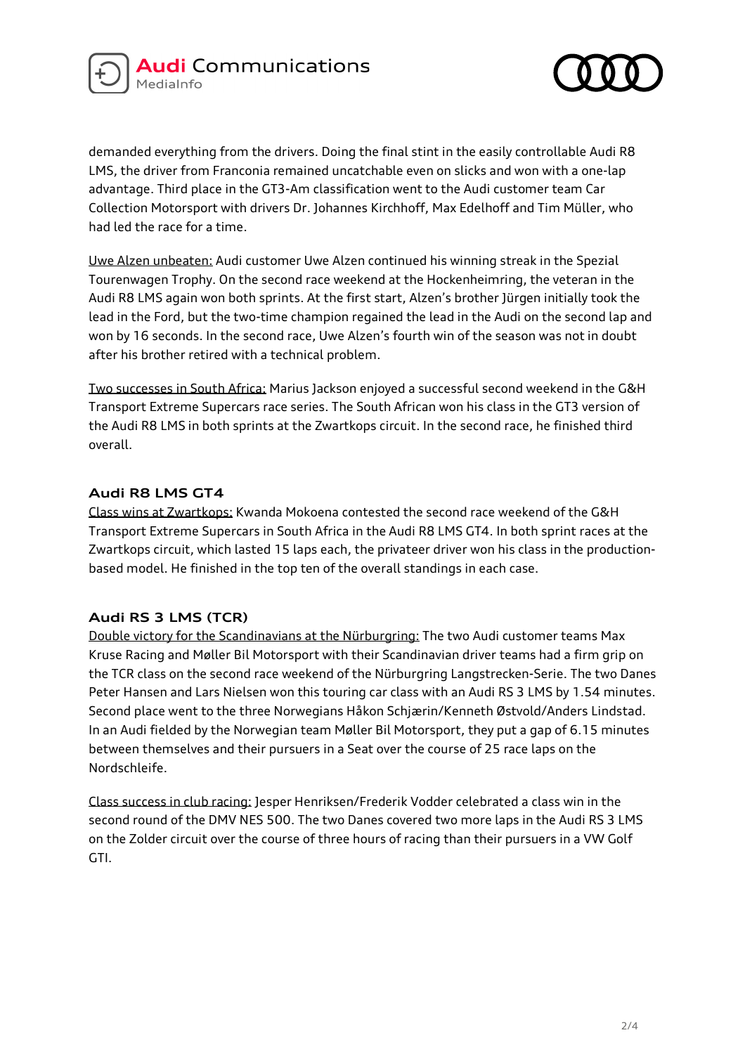demanded everything from the drivers. Doing the final stint in the easily controllable Audi R8 LMS, the driver from Franconia remained uncatchable even on slicks and won with a one-lap advantage. Third place in the GT3-Am classification went to the Audi customer team Car Collection Motorsport with drivers Dr. Johannes Kirchhoff, Max Edelhoff and Tim Müller, who had led the race for a time.

Uwe Alzen unbeaten: Audi customer Uwe Alzen continued his winning streak in the Spezial Tourenwagen Trophy. On the second race weekend at the Hockenheimring, the veteran in the Audi R8 LMS again won both sprints. At the first start, Alzen's brother Jürgen initially took the lead in the Ford, but the two-time champion regained the lead in the Audi on the second lap and won by 16 seconds. In the second race, Uwe Alzen's fourth win of the season was not in doubt after his brother retired with a technical problem.

Two successes in South Africa: Marius Jackson enjoyed a successful second weekend in the G&H Transport Extreme Supercars race series. The South African won his class in the GT3 version of the Audi R8 LMS in both sprints at the Zwartkops circuit. In the second race, he finished third overall.

### Audi R8 LMS GT4

Class wins at Zwartkops: Kwanda Mokoena contested the second race weekend of the G&H Transport Extreme Supercars in South Africa in the Audi R8 LMS GT4. In both sprint races at the Zwartkops circuit, which lasted 15 laps each, the privateer driver won his class in the production-based model. He finished in the top ten of the overall standings in each case.

### Audi RS 3 LMS (TCR)

Double victory for the Scandinavians at the Nürburgring: The two Audi customer teams Max Kruse Racing and Møller Bil Motorsport with their Scandinavian driver teams had a firm grip on the TCR class on the second race weekend of the Nürburgring Langstrecken-Serie. The two Danes Peter Hansen and Lars Nielsen won this touring car class with an Audi RS 3 LMS by 1.54 minutes. Second place went to the three Norwegians Håkon Schjærin/Kenneth Østvold/Anders Lindstad. In an Audi fielded by the Norwegian team Møller Bil Motorsport, they put a gap of 6.15 minutes between themselves and their pursuers in a Seat over the course of 25 race laps on the Nordschleife.

Class success in club racing: Jesper Henriksen/Frederik Vodder celebrated a class win in the second round of the DMV NES 500. The two Danes covered two more laps in the Audi RS 3 LMS on the Zolder circuit over the course of three hours of racing than their pursuers in a VW Golf GTI.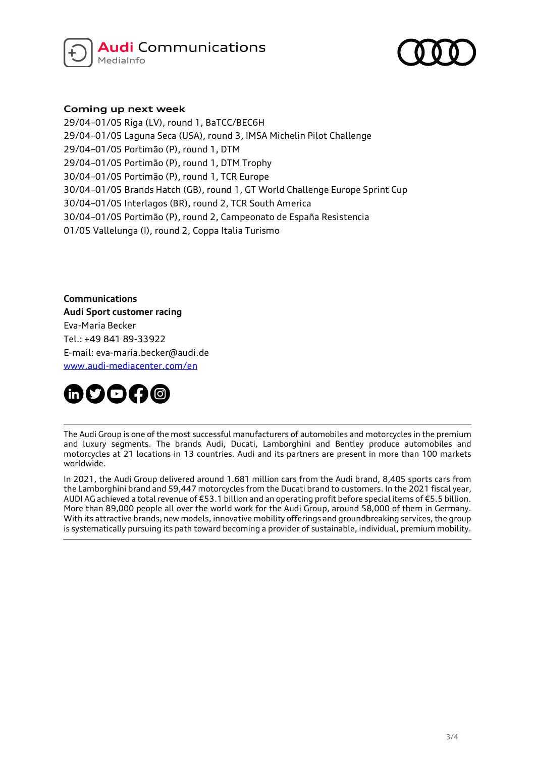### Coming up next week

29/04–01/05 Riga (LV), round 1, BaTCC/BEC6H
29/04–01/05 Laguna Seca (USA), round 3, IMSA Michelin Pilot Challenge
29/04–01/05 Portimão (P), round 1, DTM
29/04–01/05 Portimão (P), round 1, DTM Trophy
30/04–01/05 Portimão (P), round 1, TCR Europe
30/04–01/05 Brands Hatch (GB), round 1, GT World Challenge Europe Sprint Cup
30/04–01/05 Interlagos (BR), round 2, TCR South America
30/04–01/05 Portimão (P), round 2, Campeonato de España Resistencia
01/05 Vallelunga (I), round 2, Coppa Italia Turismo

**Communications**
**Audi Sport customer racing**
Eva-Maria Becker
Tel.: +49 841 89-33922
E-mail: eva-maria.becker@audi.de
[www.audi-mediacenter.com/en](www.audi-mediacenter.com/en)

---

The Audi Group is one of the most successful manufacturers of automobiles and motorcycles in the premium and luxury segments. The brands Audi, Ducati, Lamborghini and Bentley produce automobiles and motorcycles at 21 locations in 13 countries. Audi and its partners are present in more than 100 markets worldwide.

In 2021, the Audi Group delivered around 1.681 million cars from the Audi brand, 8,405 sports cars from the Lamborghini brand and 59,447 motorcycles from the Ducati brand to customers. In the 2021 fiscal year, AUDI AG achieved a total revenue of €53.1 billion and an operating profit before special items of €5.5 billion. More than 89,000 people all over the world work for the Audi Group, around 58,000 of them in Germany. With its attractive brands, new models, innovative mobility offerings and groundbreaking services, the group is systematically pursuing its path toward becoming a provider of sustainable, individual, premium mobility.

---